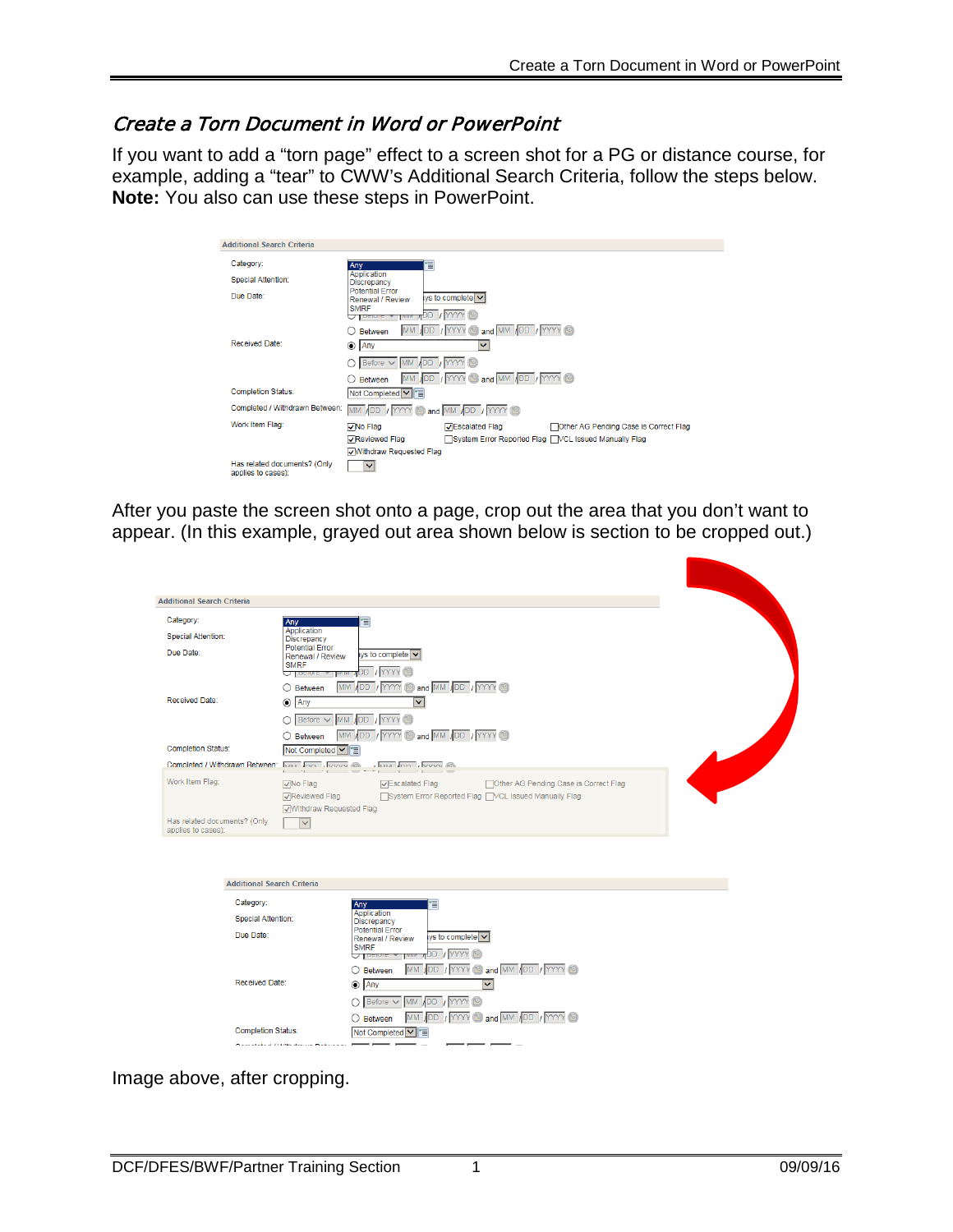# Create a Torn Document in Word or PowerPoint

If you want to add a "torn page" effect to a screen shot for a PG or distance course, for example, adding a "tear" to CWW's Additional Search Criteria, follow the steps below. **Note:** You also can use these steps in PowerPoint.

After you paste the screen shot onto a page, crop out the area that you don't want to appear. (In this example, grayed out area shown below is section to be cropped out.)

Image above, after cropping.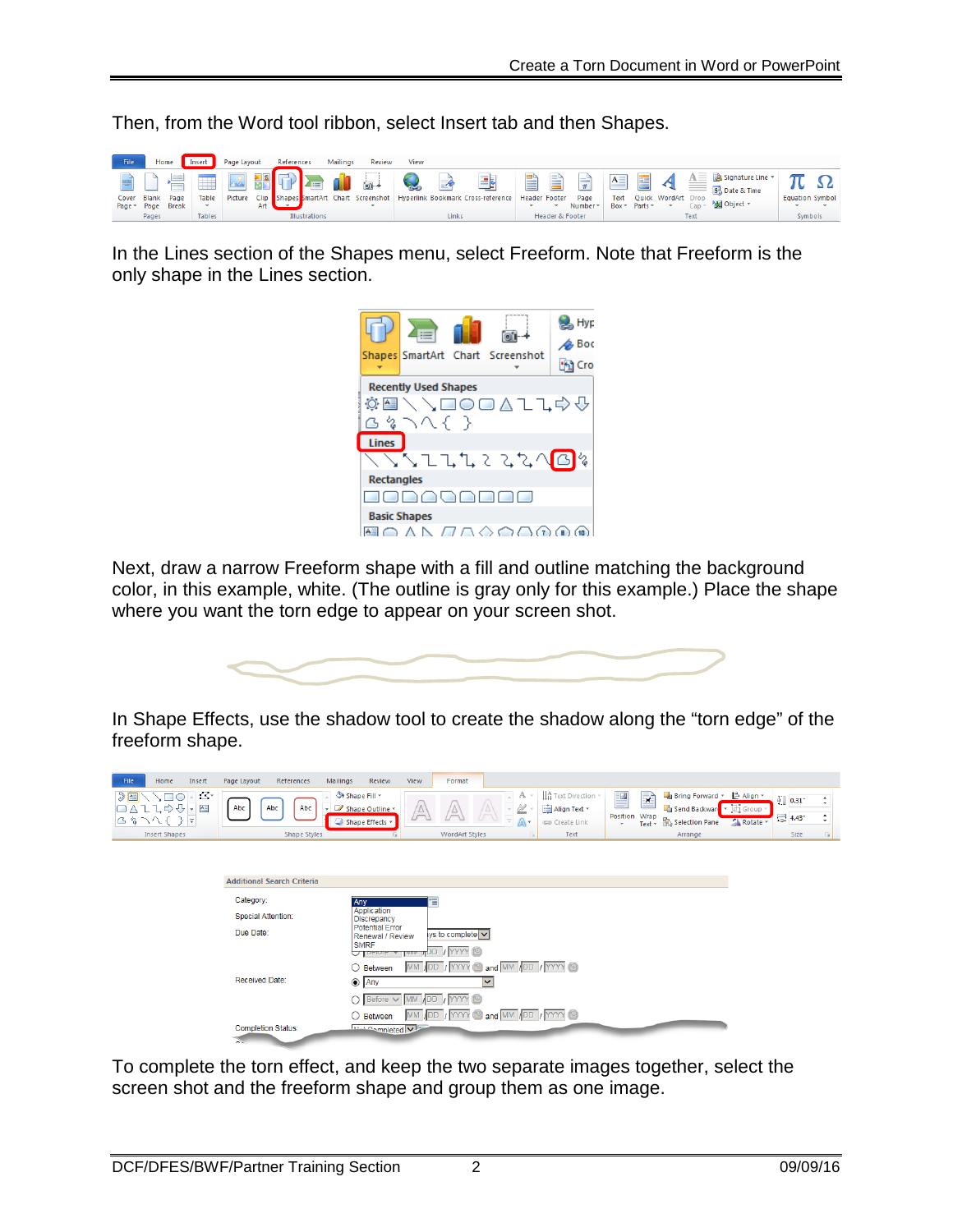Then, from the Word tool ribbon, select Insert tab and then Shapes.

In the Lines section of the Shapes menu, select Freeform. Note that Freeform is the only shape in the Lines section.

Next, draw a narrow Freeform shape with a fill and outline matching the background color, in this example, white. (The outline is gray only for this example.) Place the shape where you want the torn edge to appear on your screen shot.

In Shape Effects, use the shadow tool to create the shadow along the "torn edge" of the freeform shape.

To complete the torn effect, and keep the two separate images together, select the screen shot and the freeform shape and group them as one image.